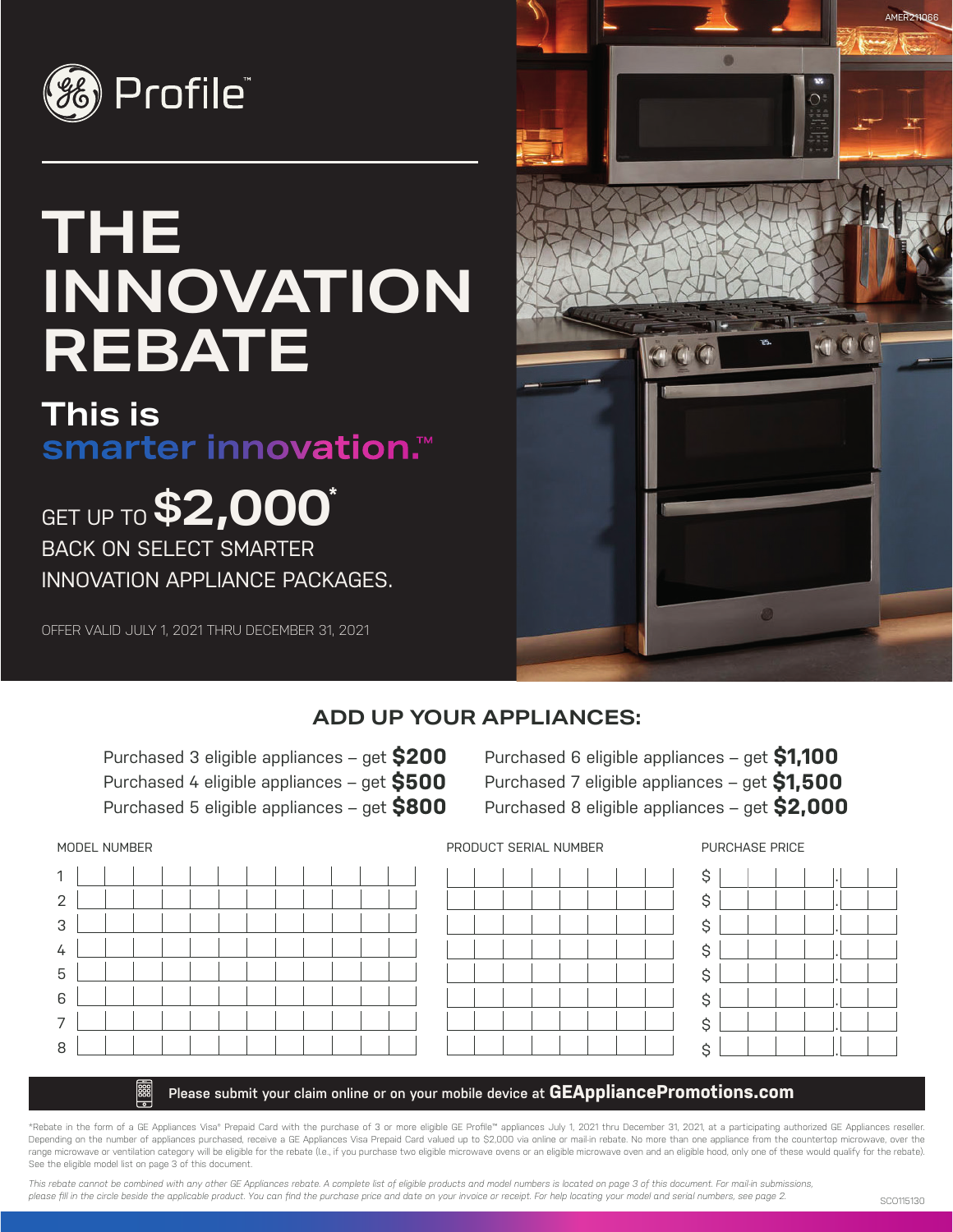GE Profile™

# THE INNOVATION REBATE

## This is smarter innovation.™

GET UP TO **$2,000*** BACK ON SELECT SMARTER INNOVATION APPLIANCE PACKAGES.

OFFER VALID JULY 1, 2021 THRU DECEMBER 31, 2021

AMER211066

## ADD UP YOUR APPLIANCES:

- Purchased 3 eligible appliances – get **$200**
- Purchased 4 eligible appliances – get **$500**
- Purchased 5 eligible appliances – get **$800**
- Purchased 6 eligible appliances – get **$1,100**
- Purchased 7 eligible appliances – get **$1,500**
- Purchased 8 eligible appliances – get **$2,000**

| | MODEL NUMBER | PRODUCT SERIAL NUMBER | PURCHASE PRICE |
|---|---|---|---|
| 1 | | | $ . |
| 2 | | | $ . |
| 3 | | | $ . |
| 4 | | | $ . |
| 5 | | | $ . |
| 6 | | | $ . |
| 7 | | | $ . |
| 8 | | | $ . |

**Please submit your claim online or on your mobile device at GEAppliancePromotions.com**

*Rebate in the form of a GE Appliances Visa® Prepaid Card with the purchase of 3 or more eligible GE Profile™ appliances July 1, 2021 thru December 31, 2021, at a participating authorized GE Appliances reseller. Depending on the number of appliances purchased, receive a GE Appliances Visa Prepaid Card valued up to $2,000 via online or mail-in rebate. No more than one appliance from the countertop microwave, over the range microwave or ventilation category will be eligible for the rebate (I.e., if you purchase two eligible microwave ovens or an eligible microwave oven and an eligible hood, only one of these would qualify for the rebate). See the eligible model list on page 3 of this document.

*This rebate cannot be combined with any other GE Appliances rebate. A complete list of eligible products and model numbers is located on page 3 of this document. For mail-in submissions, please fill in the circle beside the applicable product. You can find the purchase price and date on your invoice or receipt. For help locating your model and serial numbers, see page 2.*

SC0115130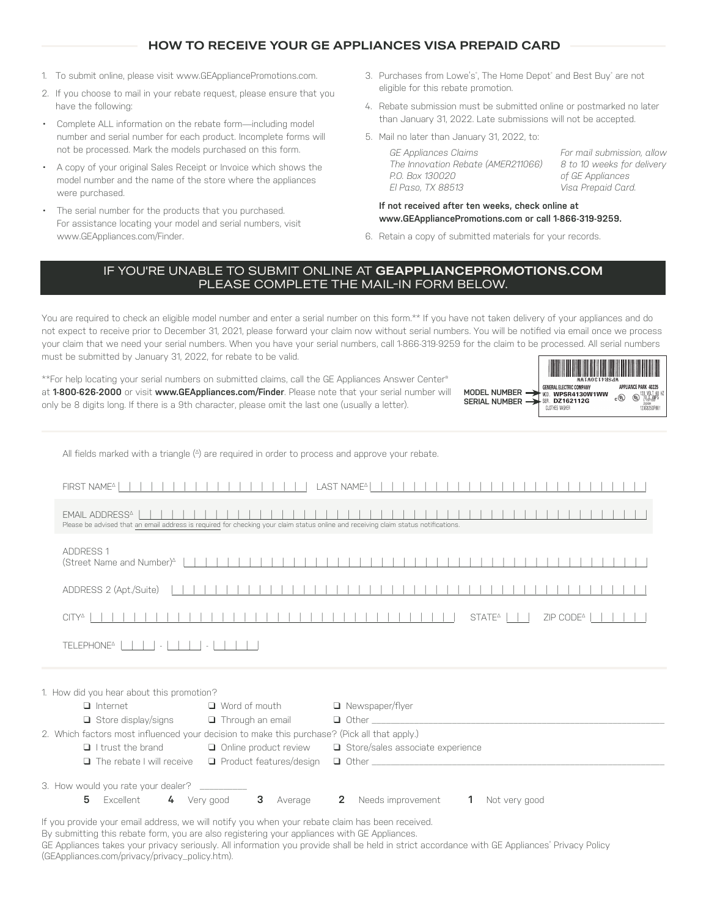## HOW TO RECEIVE YOUR GE APPLIANCES VISA PREPAID CARD

1. To submit online, please visit www.GEAppliancePromotions.com.
2. If you choose to mail in your rebate request, please ensure that you have the following:
   - Complete ALL information on the rebate form—including model number and serial number for each product. Incomplete forms will not be processed. Mark the models purchased on this form.
   - A copy of your original Sales Receipt or Invoice which shows the model number and the name of the store where the appliances were purchased.
   - The serial number for the products that you purchased. For assistance locating your model and serial numbers, visit www.GEAppliances.com/Finder.
3. Purchases from Lowe's®, The Home Depot® and Best Buy® are not eligible for this rebate promotion.
4. Rebate submission must be submitted online or postmarked no later than January 31, 2022. Late submissions will not be accepted.
5. Mail no later than January 31, 2022, to:

   *GE Appliances Claims*
   *The Innovation Rebate (AMER211066)*
   *P.O. Box 130020*
   *El Paso, TX 88513*

   *For mail submission, allow 8 to 10 weeks for delivery of GE Appliances Visa Prepaid Card.*

   **If not received after ten weeks, check online at www.GEAppliancePromotions.com or call 1-866-319-9259.**
6. Retain a copy of submitted materials for your records.

## IF YOU'RE UNABLE TO SUBMIT ONLINE AT **GEAPPLIANCEPROMOTIONS.COM** PLEASE COMPLETE THE MAIL-IN FORM BELOW.

You are required to check an eligible model number and enter a serial number on this form.** If you have not taken delivery of your appliances and do not expect to receive prior to December 31, 2021, please forward your claim now without serial numbers. You will be notified via email once we process your claim that we need your serial numbers. When you have your serial numbers, call 1-866-319-9259 for the claim to be processed. All serial numbers must be submitted by January 31, 2022, for rebate to be valid.

**For help locating your serial numbers on submitted claims, call the GE Appliances Answer Center® at **1-800-626-2000** or visit **www.GEAppliances.com/Finder**. Please note that your serial number will only be 8 digits long. If there is a 9th character, please omit the last one (usually a letter).

MODEL NUMBER → MOD. WPSR4130W1WW
SERIAL NUMBER → SER. DZ162112G

All fields marked with a triangle (Δ) are required in order to process and approve your rebate.

FIRST NAMEΔ ____________________ LAST NAMEΔ ____________________

EMAIL ADDRESSΔ ____________________
Please be advised that an email address is required for checking your claim status online and receiving claim status notifications.

ADDRESS 1 (Street Name and Number)Δ ____________________

ADDRESS 2 (Apt./Suite) ____________________

CITYΔ ____________________ STATEΔ ____ ZIP CODEΔ ____________

TELEPHONEΔ _____ - _____ - _____

1. How did you hear about this promotion?
   - ❑ Internet
   - ❑ Word of mouth
   - ❑ Newspaper/flyer
   - ❑ Store display/signs
   - ❑ Through an email
   - ❑ Other ____________________
2. Which factors most influenced your decision to make this purchase? (Pick all that apply.)
   - ❑ I trust the brand
   - ❑ Online product review
   - ❑ Store/sales associate experience
   - ❑ The rebate I will receive
   - ❑ Product features/design
   - ❑ Other ____________________
3. How would you rate your dealer? __________

   **5** Excellent **4** Very good **3** Average **2** Needs improvement **1** Not very good

If you provide your email address, we will notify you when your rebate claim has been received.
By submitting this rebate form, you are also registering your appliances with GE Appliances.
GE Appliances takes your privacy seriously. All information you provide shall be held in strict accordance with GE Appliances' Privacy Policy (GEAppliances.com/privacy/privacy_policy.htm).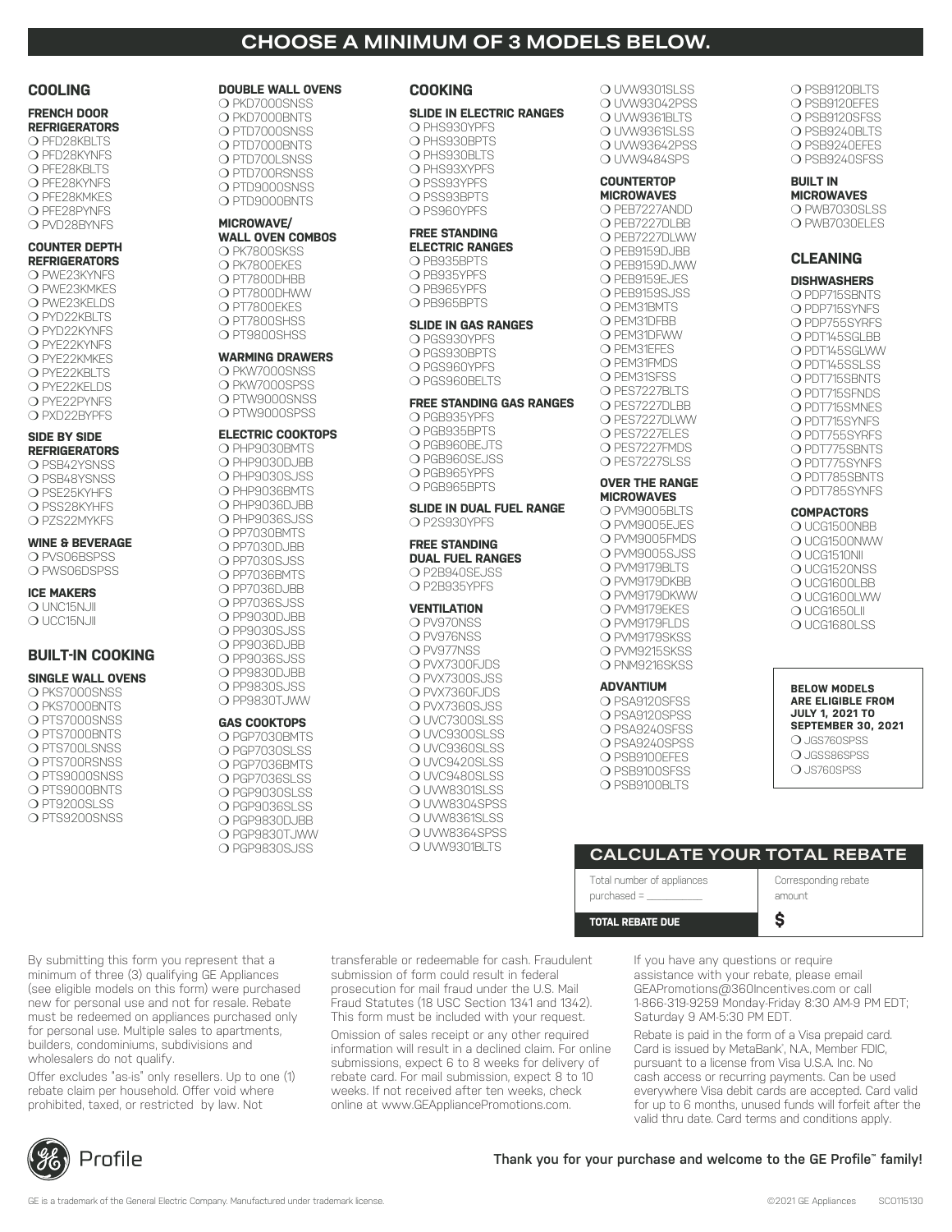## CHOOSE A MINIMUM OF 3 MODELS BELOW.

## COOLING

### FRENCH DOOR REFRIGERATORS

- ❍ PFD28KBLTS
- ❍ PFD28KYNFS
- ❍ PFE28KBLTS
- ❍ PFE28KYNFS
- ❍ PFE28KMKES
- ❍ PFE28PYNFS
- ❍ PVD28BYNFS

### COUNTER DEPTH REFRIGERATORS

- ❍ PWE23KYNFS
- ❍ PWE23KMKES
- ❍ PWE23KELDS
- ❍ PYD22KBLTS
- ❍ PYD22KYNFS
- ❍ PYE22KYNFS
- ❍ PYE22KMKES
- ❍ PYE22KBLTS
- ❍ PYE22KELDS
- ❍ PYE22PYNFS
- ❍ PXD22BYPFS

### SIDE BY SIDE REFRIGERATORS

- ❍ PSB42YSNSS
- ❍ PSB48YSNSS
- ❍ PSE25KYHFS
- ❍ PSS28KYHFS
- ❍ PZS22MYKFS

### WINE & BEVERAGE

- ❍ PVS06BSPSS
- ❍ PWS06DSPSS

### ICE MAKERS

- ❍ UNC15NJII
- ❍ UCC15NJII

## BUILT-IN COOKING

### SINGLE WALL OVENS

- ❍ PKS7000SNSS
- ❍ PKS7000BNTS
- ❍ PTS7000SNSS
- ❍ PTS7000BNTS
- ❍ PTS700LSNSS
- ❍ PTS700RSNSS
- ❍ PTS9000SNSS
- ❍ PTS9000BNTS
- ❍ PT9200SLSS
- ❍ PTS9200SNSS

### DOUBLE WALL OVENS

- ❍ PKD7000SNSS
- ❍ PKD7000BNTS
- ❍ PTD7000SNSS
- ❍ PTD7000BNTS
- ❍ PTD700LSNSS
- ❍ PTD700RSNSS
- ❍ PTD9000SNSS
- ❍ PTD9000BNTS

### MICROWAVE/ WALL OVEN COMBOS

- ❍ PK7800SKSS
- ❍ PK7800EKES
- ❍ PT7800DHBB
- ❍ PT7800DHWW
- ❍ PT7800EKES
- ❍ PT7800SHSS
- ❍ PT9800SHSS

### WARMING DRAWERS

- ❍ PKW7000SNSS
- ❍ PKW7000SPSS
- ❍ PTW9000SNSS
- ❍ PTW9000SPSS

### ELECTRIC COOKTOPS

- ❍ PHP9030BMTS
- ❍ PHP9030DJBB
- ❍ PHP9030SJSS
- ❍ PHP9036BMTS
- ❍ PHP9036DJBB
- ❍ PHP9036SJSS
- ❍ PP7030BMTS
- ❍ PP7030DJBB
- ❍ PP7030SJSS
- ❍ PP7036BMTS
- ❍ PP7036DJBB
- ❍ PP7036SJSS
- ❍ PP9030DJBB
- ❍ PP9030SJSS
- ❍ PP9036DJBB
- ❍ PP9036SJSS
- ❍ PP9830DJBB
- ❍ PP9830SJSS
- ❍ PP9830TJWW

### GAS COOKTOPS

- ❍ PGP7030BMTS
- ❍ PGP7030SLSS
- ❍ PGP7036BMTS
- ❍ PGP7036SLSS
- ❍ PGP9030SLSS
- ❍ PGP9036SLSS
- ❍ PGP9830DJBB
- ❍ PGP9830TJWW
- ❍ PGP9830SJSS

## COOKING

### SLIDE IN ELECTRIC RANGES

- ❍ PHS930YPFS
- ❍ PHS930BPTS
- ❍ PHS930BLTS
- ❍ PHS93XYPFS
- ❍ PSS93YPFS
- ❍ PSS93BPTS
- ❍ PS960YPFS

### FREE STANDING ELECTRIC RANGES

- ❍ PB935BPTS
- ❍ PB935YPFS
- ❍ PB965YPFS
- ❍ PB965BPTS

### SLIDE IN GAS RANGES

- ❍ PGS930YPFS
- ❍ PGS930BPTS
- ❍ PGS960YPFS
- ❍ PGS960BELTS

### FREE STANDING GAS RANGES

- ❍ PGB935YPFS
- ❍ PGB935BPTS
- ❍ PGB960BEJTS
- ❍ PGB960SEJSS
- ❍ PGB965YPFS
- ❍ PGB965BPTS

### SLIDE IN DUAL FUEL RANGE

- ❍ P2S930YPFS

### FREE STANDING DUAL FUEL RANGES

- ❍ P2B940SEJSS
- ❍ P2B935YPFS

### VENTILATION

- ❍ PV970NSS
- ❍ PV976NSS
- ❍ PV977NSS
- ❍ PVX7300FJDS
- ❍ PVX7300SJSS
- ❍ PVX7360FJDS
- ❍ PVX7360SJSS
- ❍ UVC7300SLSS
- ❍ UVC9300SLSS
- ❍ UVC9360SLSS
- ❍ UVC9420SLSS
- ❍ UVC9480SLSS
- ❍ UVW8301SLSS
- ❍ UVW8304SPSS
- ❍ UVW8361SLSS
- ❍ UVW8364SPSS
- ❍ UVW9301BLTS
- ❍ UVW9301SLSS
- ❍ UVW93042PSS
- ❍ UVW9361BLTS
- ❍ UVW9361SLSS
- ❍ UVW93642PSS
- ❍ UVW9484SPS

### COUNTERTOP MICROWAVES

- ❍ PEB7227ANDD
- ❍ PEB7227DLBB
- ❍ PEB7227DLWW
- ❍ PEB9159DJBB
- ❍ PEB9159DJWW
- ❍ PEB9159EJES
- ❍ PEB9159SJSS
- ❍ PEM31BMTS
- ❍ PEM31DFBB
- ❍ PEM31DFWW
- ❍ PEM31EFES
- ❍ PEM31FMDS
- ❍ PEM31SFSS
- ❍ PES7227BLTS
- ❍ PES7227DLBB
- ❍ PES7227DLWW
- ❍ PES7227ELES
- ❍ PES7227FMDS
- ❍ PES7227SLSS

### OVER THE RANGE MICROWAVES

- ❍ PVM9005BLTS
- ❍ PVM9005EJES
- ❍ PVM9005FMDS
- ❍ PVM9005SJSS
- ❍ PVM9179BLTS
- ❍ PVM9179DKBB
- ❍ PVM9179DKWW
- ❍ PVM9179EKES
- ❍ PVM9179FLDS
- ❍ PVM9179SKSS
- ❍ PVM9215SKSS
- ❍ PNM9216SKSS

### ADVANTIUM

- ❍ PSA9120SFSS
- ❍ PSA9120SPSS
- ❍ PSA9240SFSS
- ❍ PSA9240SPSS
- ❍ PSB9100EFES
- ❍ PSB9100SFSS
- ❍ PSB9100BLTS
- ❍ PSB9120BLTS
- ❍ PSB9120EFES
- ❍ PSB9120SFSS
- ❍ PSB9240BLTS
- ❍ PSB9240EFES
- ❍ PSB9240SFSS

### BUILT IN MICROWAVES

- ❍ PWB7030SLSS
- ❍ PWB7030ELES

## CLEANING

### DISHWASHERS

- ❍ PDP715SBNTS
- ❍ PDP715SYNFS
- ❍ PDP755SYRFS
- ❍ PDT145SGLBB
- ❍ PDT145SGLWW
- ❍ PDT145SSLSS
- ❍ PDT715SBNTS
- ❍ PDT715SFNDS
- ❍ PDT715SMNES
- ❍ PDT715SYNFS
- ❍ PDT755SYRFS
- ❍ PDT775SBNTS
- ❍ PDT775SYNFS
- ❍ PDT785SBNTS
- ❍ PDT785SYNFS

### COMPACTORS

- ❍ UCG1500NBB
- ❍ UCG1500NWW
- ❍ UCG1510NII
- ❍ UCG1520NSS
- ❍ UCG1600LBB
- ❍ UCG1600LWW
- ❍ UCG1650LII
- ❍ UCG1680LSS

**BELOW MODELS ARE ELIGIBLE FROM JULY 1, 2021 TO SEPTEMBER 30, 2021**

- ❍ JGS760SPSS
- ❍ JGSS86SPSS
- ❍ JS760SPSS

## CALCULATE YOUR TOTAL REBATE

| | |
|---|---|
| Total number of appliances purchased = ___________ | Corresponding rebate amount |
| **TOTAL REBATE DUE** | **$** |

By submitting this form you represent that a minimum of three (3) qualifying GE Appliances (see eligible models on this form) were purchased new for personal use and not for resale. Rebate must be redeemed on appliances purchased only for personal use. Multiple sales to apartments, builders, condominiums, subdivisions and wholesalers do not qualify.

Offer excludes "as-is" only resellers. Up to one (1) rebate claim per household. Offer void where prohibited, taxed, or restricted by law. Not transferable or redeemable for cash. Fraudulent submission of form could result in federal prosecution for mail fraud under the U.S. Mail Fraud Statutes (18 USC Section 1341 and 1342). This form must be included with your request.

Omission of sales receipt or any other required information will result in a declined claim. For online submissions, expect 6 to 8 weeks for delivery of rebate card. For mail submission, expect 8 to 10 weeks. If not received after ten weeks, check online at www.GEAppliancePromotions.com.

If you have any questions or require assistance with your rebate, please email GEAPromotions@360Incentives.com or call 1-866-319-9259 Monday-Friday 8:30 AM-9 PM EDT; Saturday 9 AM-5:30 PM EDT.

Rebate is paid in the form of a Visa prepaid card. Card is issued by MetaBank®, N.A., Member FDIC, pursuant to a license from Visa U.S.A. Inc. No cash access or recurring payments. Can be used everywhere Visa debit cards are accepted. Card valid for up to 6 months, unused funds will forfeit after the valid thru date. Card terms and conditions apply.

GE Profile

**Thank you for your purchase and welcome to the GE Profile™ family!**

GE is a trademark of the General Electric Company. Manufactured under trademark license.

©2021 GE Appliances SC0115130